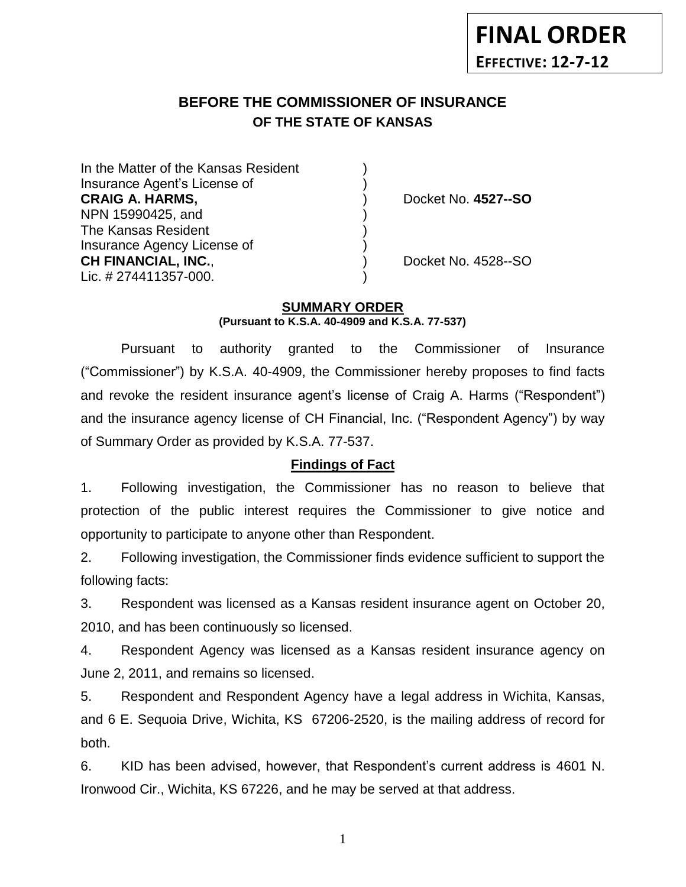**FINAL ORDER**
**EFFECTIVE: 12-7-12**

# BEFORE THE COMMISSIONER OF INSURANCE
## OF THE STATE OF KANSAS

| | | |
|---|---|---|
| In the Matter of the Kansas Resident | ) | |
| Insurance Agent's License of | ) | |
| **CRAIG A. HARMS,** | ) | Docket No. **4527--SO** |
| NPN 15990425, and | ) | |
| The Kansas Resident | ) | |
| Insurance Agency License of | ) | |
| **CH FINANCIAL, INC.**, | ) | Docket No. 4528--SO |
| Lic. # 274411357-000. | ) | |

**SUMMARY ORDER**
**(Pursuant to K.S.A. 40-4909 and K.S.A. 77-537)**

Pursuant to authority granted to the Commissioner of Insurance ("Commissioner") by K.S.A. 40-4909, the Commissioner hereby proposes to find facts and revoke the resident insurance agent's license of Craig A. Harms ("Respondent") and the insurance agency license of CH Financial, Inc. ("Respondent Agency") by way of Summary Order as provided by K.S.A. 77-537.

**Findings of Fact**

1. Following investigation, the Commissioner has no reason to believe that protection of the public interest requires the Commissioner to give notice and opportunity to participate to anyone other than Respondent.

2. Following investigation, the Commissioner finds evidence sufficient to support the following facts:

3. Respondent was licensed as a Kansas resident insurance agent on October 20, 2010, and has been continuously so licensed.

4. Respondent Agency was licensed as a Kansas resident insurance agency on June 2, 2011, and remains so licensed.

5. Respondent and Respondent Agency have a legal address in Wichita, Kansas, and 6 E. Sequoia Drive, Wichita, KS 67206-2520, is the mailing address of record for both.

6. KID has been advised, however, that Respondent's current address is 4601 N. Ironwood Cir., Wichita, KS 67226, and he may be served at that address.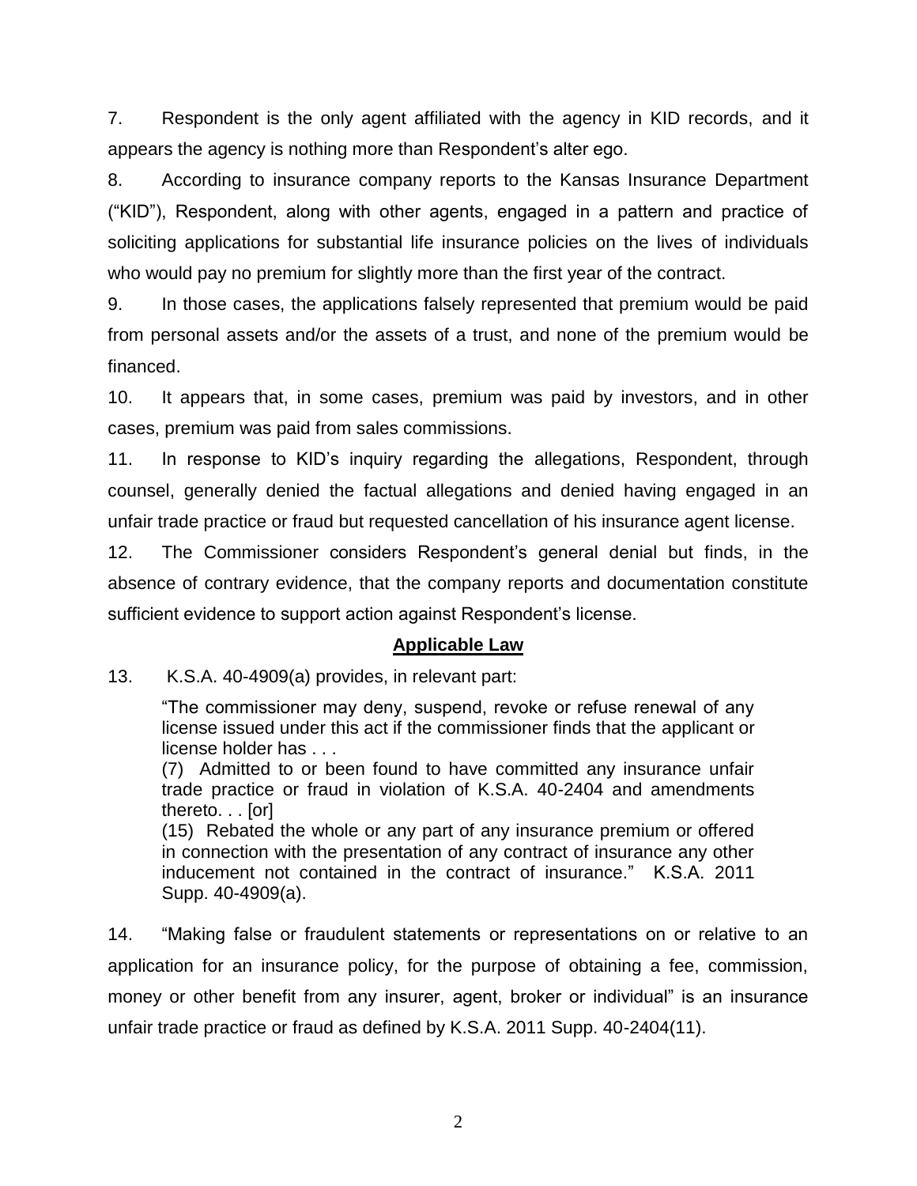7. Respondent is the only agent affiliated with the agency in KID records, and it appears the agency is nothing more than Respondent's alter ego.

8. According to insurance company reports to the Kansas Insurance Department ("KID"), Respondent, along with other agents, engaged in a pattern and practice of soliciting applications for substantial life insurance policies on the lives of individuals who would pay no premium for slightly more than the first year of the contract.

9. In those cases, the applications falsely represented that premium would be paid from personal assets and/or the assets of a trust, and none of the premium would be financed.

10. It appears that, in some cases, premium was paid by investors, and in other cases, premium was paid from sales commissions.

11. In response to KID's inquiry regarding the allegations, Respondent, through counsel, generally denied the factual allegations and denied having engaged in an unfair trade practice or fraud but requested cancellation of his insurance agent license.

12. The Commissioner considers Respondent's general denial but finds, in the absence of contrary evidence, that the company reports and documentation constitute sufficient evidence to support action against Respondent's license.

## Applicable Law

13. K.S.A. 40-4909(a) provides, in relevant part:

> "The commissioner may deny, suspend, revoke or refuse renewal of any license issued under this act if the commissioner finds that the applicant or license holder has . . .
>
> (7) Admitted to or been found to have committed any insurance unfair trade practice or fraud in violation of K.S.A. 40-2404 and amendments thereto. . . [or]
>
> (15) Rebated the whole or any part of any insurance premium or offered in connection with the presentation of any contract of insurance any other inducement not contained in the contract of insurance." K.S.A. 2011 Supp. 40-4909(a).

14. "Making false or fraudulent statements or representations on or relative to an application for an insurance policy, for the purpose of obtaining a fee, commission, money or other benefit from any insurer, agent, broker or individual" is an insurance unfair trade practice or fraud as defined by K.S.A. 2011 Supp. 40-2404(11).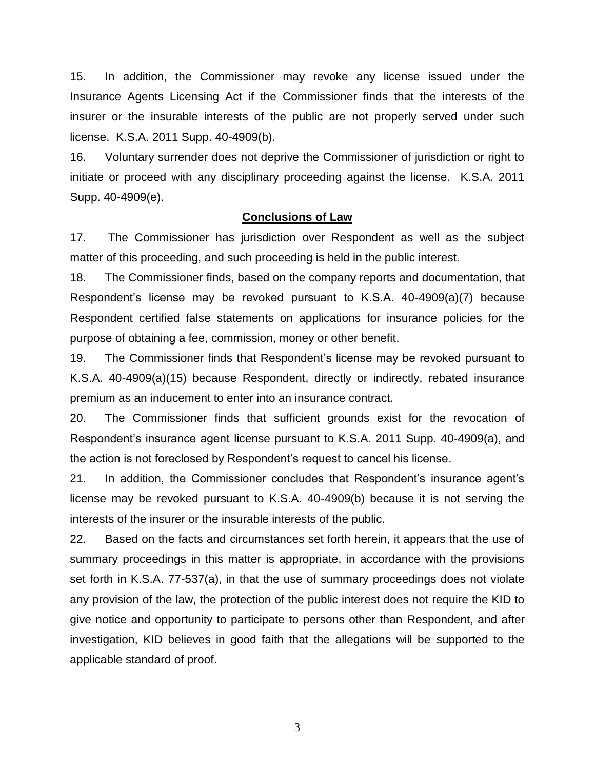15. In addition, the Commissioner may revoke any license issued under the Insurance Agents Licensing Act if the Commissioner finds that the interests of the insurer or the insurable interests of the public are not properly served under such license. K.S.A. 2011 Supp. 40-4909(b).

16. Voluntary surrender does not deprive the Commissioner of jurisdiction or right to initiate or proceed with any disciplinary proceeding against the license. K.S.A. 2011 Supp. 40-4909(e).

## Conclusions of Law

17. The Commissioner has jurisdiction over Respondent as well as the subject matter of this proceeding, and such proceeding is held in the public interest.

18. The Commissioner finds, based on the company reports and documentation, that Respondent's license may be revoked pursuant to K.S.A. 40-4909(a)(7) because Respondent certified false statements on applications for insurance policies for the purpose of obtaining a fee, commission, money or other benefit.

19. The Commissioner finds that Respondent's license may be revoked pursuant to K.S.A. 40-4909(a)(15) because Respondent, directly or indirectly, rebated insurance premium as an inducement to enter into an insurance contract.

20. The Commissioner finds that sufficient grounds exist for the revocation of Respondent's insurance agent license pursuant to K.S.A. 2011 Supp. 40-4909(a), and the action is not foreclosed by Respondent's request to cancel his license.

21. In addition, the Commissioner concludes that Respondent's insurance agent's license may be revoked pursuant to K.S.A. 40-4909(b) because it is not serving the interests of the insurer or the insurable interests of the public.

22. Based on the facts and circumstances set forth herein, it appears that the use of summary proceedings in this matter is appropriate, in accordance with the provisions set forth in K.S.A. 77-537(a), in that the use of summary proceedings does not violate any provision of the law, the protection of the public interest does not require the KID to give notice and opportunity to participate to persons other than Respondent, and after investigation, KID believes in good faith that the allegations will be supported to the applicable standard of proof.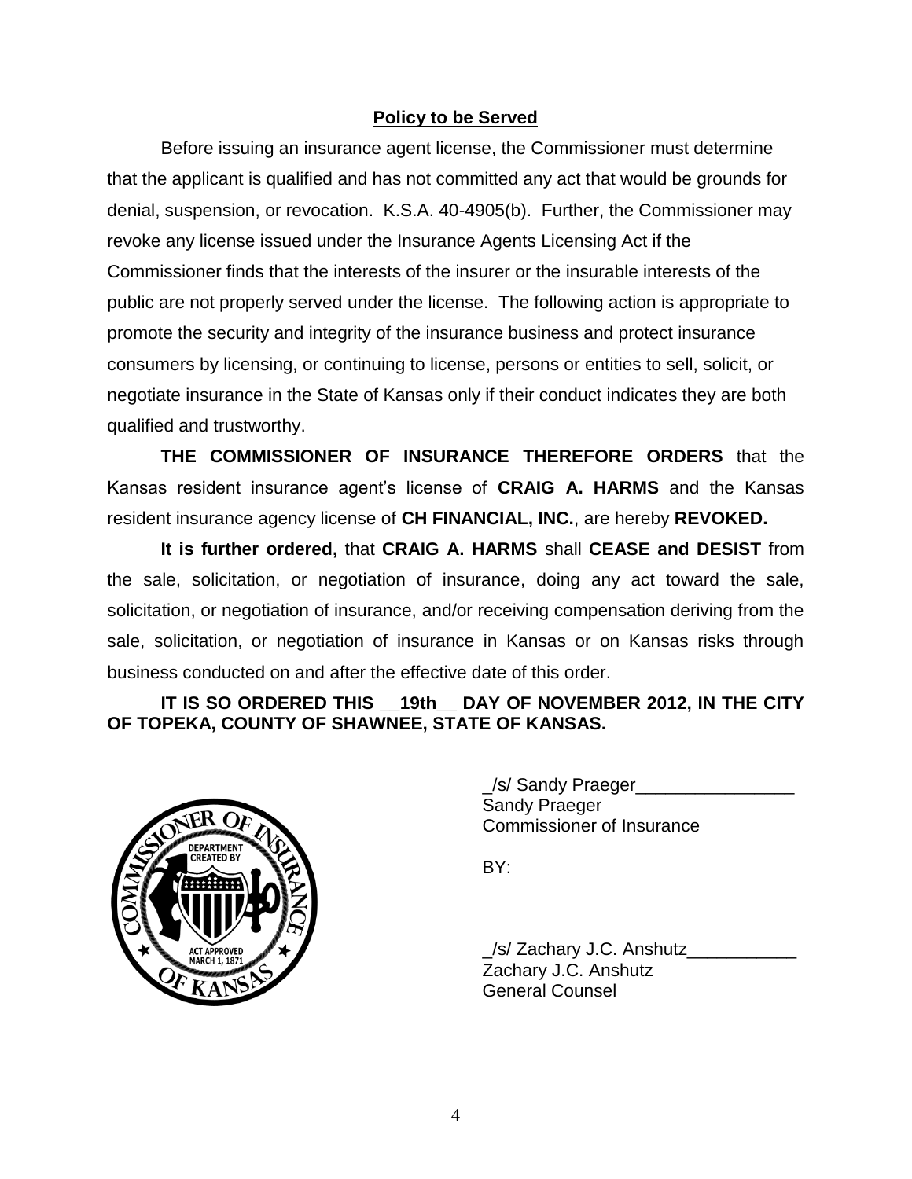**Policy to be Served**

Before issuing an insurance agent license, the Commissioner must determine that the applicant is qualified and has not committed any act that would be grounds for denial, suspension, or revocation. K.S.A. 40-4905(b). Further, the Commissioner may revoke any license issued under the Insurance Agents Licensing Act if the Commissioner finds that the interests of the insurer or the insurable interests of the public are not properly served under the license. The following action is appropriate to promote the security and integrity of the insurance business and protect insurance consumers by licensing, or continuing to license, persons or entities to sell, solicit, or negotiate insurance in the State of Kansas only if their conduct indicates they are both qualified and trustworthy.

**THE COMMISSIONER OF INSURANCE THEREFORE ORDERS** that the Kansas resident insurance agent's license of **CRAIG A. HARMS** and the Kansas resident insurance agency license of **CH FINANCIAL, INC.**, are hereby **REVOKED.**

**It is further ordered,** that **CRAIG A. HARMS** shall **CEASE and DESIST** from the sale, solicitation, or negotiation of insurance, doing any act toward the sale, solicitation, or negotiation of insurance, and/or receiving compensation deriving from the sale, solicitation, or negotiation of insurance in Kansas or on Kansas risks through business conducted on and after the effective date of this order.

**IT IS SO ORDERED THIS __19th__ DAY OF NOVEMBER 2012, IN THE CITY OF TOPEKA, COUNTY OF SHAWNEE, STATE OF KANSAS.**

_/s/ Sandy Praeger________________
Sandy Praeger
Commissioner of Insurance

BY:

_/s/ Zachary J.C. Anshutz___________
Zachary J.C. Anshutz
General Counsel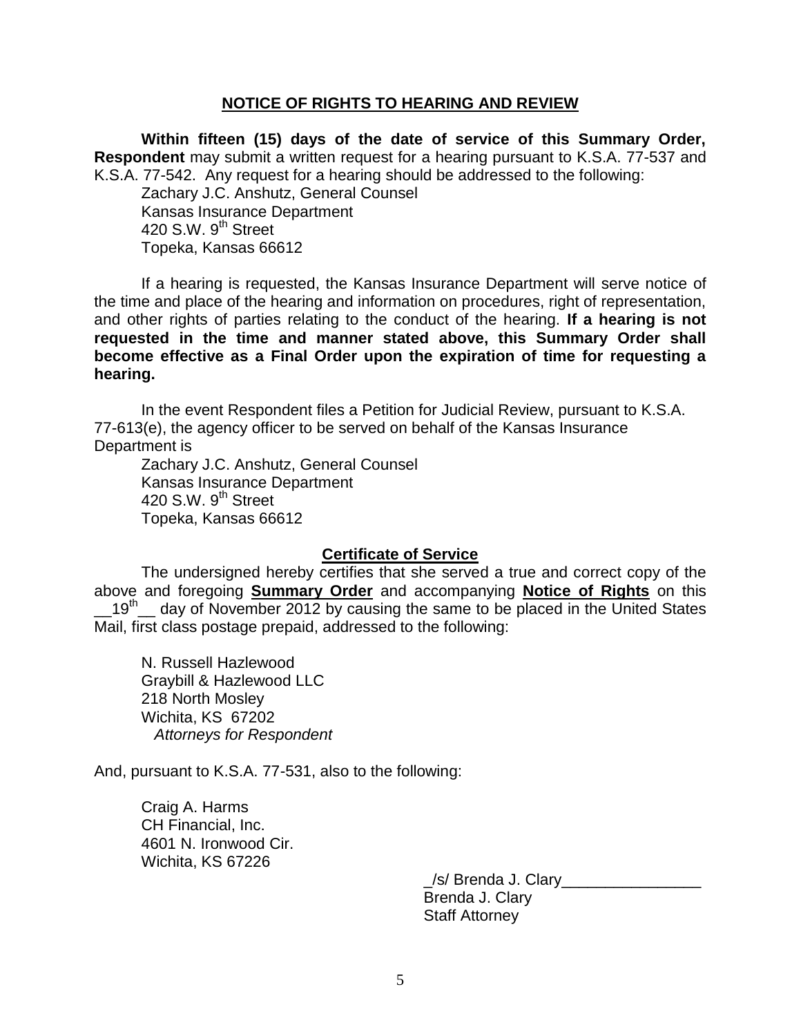**NOTICE OF RIGHTS TO HEARING AND REVIEW**

**Within fifteen (15) days of the date of service of this Summary Order, Respondent** may submit a written request for a hearing pursuant to K.S.A. 77-537 and K.S.A. 77-542. Any request for a hearing should be addressed to the following:

Zachary J.C. Anshutz, General Counsel
Kansas Insurance Department
420 S.W. 9th Street
Topeka, Kansas 66612

If a hearing is requested, the Kansas Insurance Department will serve notice of the time and place of the hearing and information on procedures, right of representation, and other rights of parties relating to the conduct of the hearing. **If a hearing is not requested in the time and manner stated above, this Summary Order shall become effective as a Final Order upon the expiration of time for requesting a hearing.**

In the event Respondent files a Petition for Judicial Review, pursuant to K.S.A. 77-613(e), the agency officer to be served on behalf of the Kansas Insurance Department is

Zachary J.C. Anshutz, General Counsel
Kansas Insurance Department
420 S.W. 9th Street
Topeka, Kansas 66612

**Certificate of Service**

The undersigned hereby certifies that she served a true and correct copy of the above and foregoing **Summary Order** and accompanying **Notice of Rights** on this __19th__ day of November 2012 by causing the same to be placed in the United States Mail, first class postage prepaid, addressed to the following:

N. Russell Hazlewood
Graybill & Hazlewood LLC
218 North Mosley
Wichita, KS 67202
*Attorneys for Respondent*

And, pursuant to K.S.A. 77-531, also to the following:

Craig A. Harms
CH Financial, Inc.
4601 N. Ironwood Cir.
Wichita, KS 67226

_/s/ Brenda J. Clary________________
Brenda J. Clary
Staff Attorney